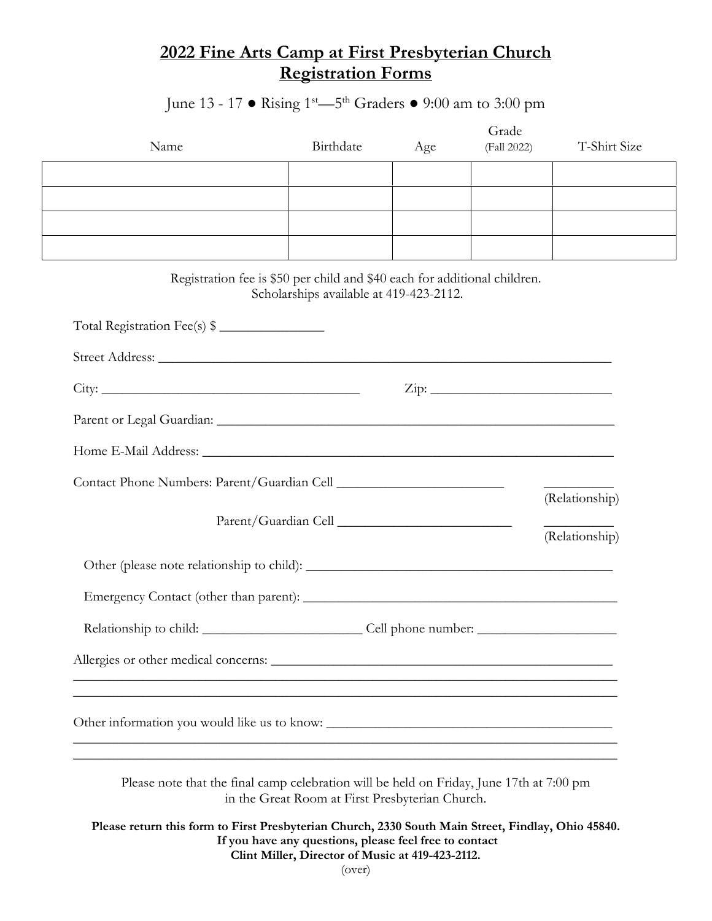# 2022 Fine Arts Camp at First Presbyterian Church
# Registration Forms

June 13 - 17 ● Rising 1st—5th Graders ● 9:00 am to 3:00 pm

| Name | Birthdate | Age | Grade (Fall 2022) | T-Shirt Size |
|---|---|---|---|---|
| | | | | |
| | | | | |
| | | | | |
| | | | | |

Registration fee is $50 per child and $40 each for additional children.
Scholarships available at 419-423-2112.

Total Registration Fee(s) $ _______________

Street Address: ______________________________________________________________________

City: _____________________________________ Zip: __________________________

Parent or Legal Guardian: ____________________________________________________________

Home E-Mail Address: _______________________________________________________________

Contact Phone Numbers: Parent/Guardian Cell ________________________ __________ (Relationship)

Parent/Guardian Cell _________________________ __________ (Relationship)

Other (please note relationship to child): ___________________________________________

Emergency Contact (other than parent): _____________________________________________

Relationship to child: _______________________ Cell phone number: ____________________

Allergies or other medical concerns: _________________________________________________

________________________________________________________________________________

________________________________________________________________________________

Other information you would like us to know: ________________________________________

________________________________________________________________________________

________________________________________________________________________________

Please note that the final camp celebration will be held on Friday, June 17th at 7:00 pm in the Great Room at First Presbyterian Church.

**Please return this form to First Presbyterian Church, 2330 South Main Street, Findlay, Ohio 45840.**
**If you have any questions, please feel free to contact**
**Clint Miller, Director of Music at 419-423-2112.**

(over)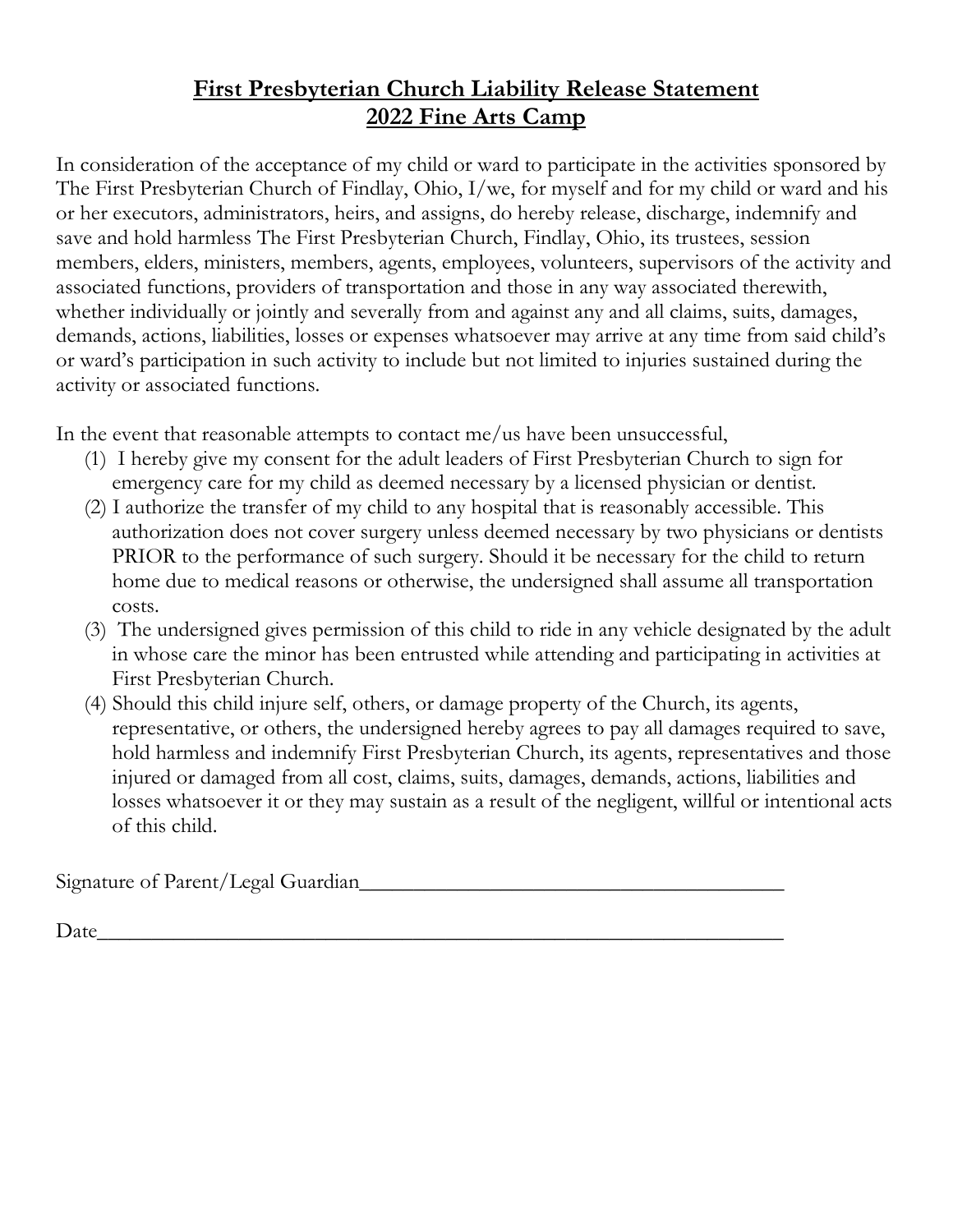# **First Presbyterian Church Liability Release Statement**
# **2022 Fine Arts Camp**

In consideration of the acceptance of my child or ward to participate in the activities sponsored by The First Presbyterian Church of Findlay, Ohio, I/we, for myself and for my child or ward and his or her executors, administrators, heirs, and assigns, do hereby release, discharge, indemnify and save and hold harmless The First Presbyterian Church, Findlay, Ohio, its trustees, session members, elders, ministers, members, agents, employees, volunteers, supervisors of the activity and associated functions, providers of transportation and those in any way associated therewith, whether individually or jointly and severally from and against any and all claims, suits, damages, demands, actions, liabilities, losses or expenses whatsoever may arrive at any time from said child's or ward's participation in such activity to include but not limited to injuries sustained during the activity or associated functions.

In the event that reasonable attempts to contact me/us have been unsuccessful,

(1) I hereby give my consent for the adult leaders of First Presbyterian Church to sign for emergency care for my child as deemed necessary by a licensed physician or dentist.

(2) I authorize the transfer of my child to any hospital that is reasonably accessible. This authorization does not cover surgery unless deemed necessary by two physicians or dentists PRIOR to the performance of such surgery. Should it be necessary for the child to return home due to medical reasons or otherwise, the undersigned shall assume all transportation costs.

(3) The undersigned gives permission of this child to ride in any vehicle designated by the adult in whose care the minor has been entrusted while attending and participating in activities at First Presbyterian Church.

(4) Should this child injure self, others, or damage property of the Church, its agents, representative, or others, the undersigned hereby agrees to pay all damages required to save, hold harmless and indemnify First Presbyterian Church, its agents, representatives and those injured or damaged from all cost, claims, suits, damages, demands, actions, liabilities and losses whatsoever it or they may sustain as a result of the negligent, willful or intentional acts of this child.

Signature of Parent/Legal Guardian\_\_\_\_\_\_\_\_\_\_\_\_\_\_\_\_\_\_\_\_\_\_\_\_\_\_\_\_\_\_\_\_\_\_\_\_\_\_\_\_

Date\_\_\_\_\_\_\_\_\_\_\_\_\_\_\_\_\_\_\_\_\_\_\_\_\_\_\_\_\_\_\_\_\_\_\_\_\_\_\_\_\_\_\_\_\_\_\_\_\_\_\_\_\_\_\_\_\_\_\_\_\_\_\_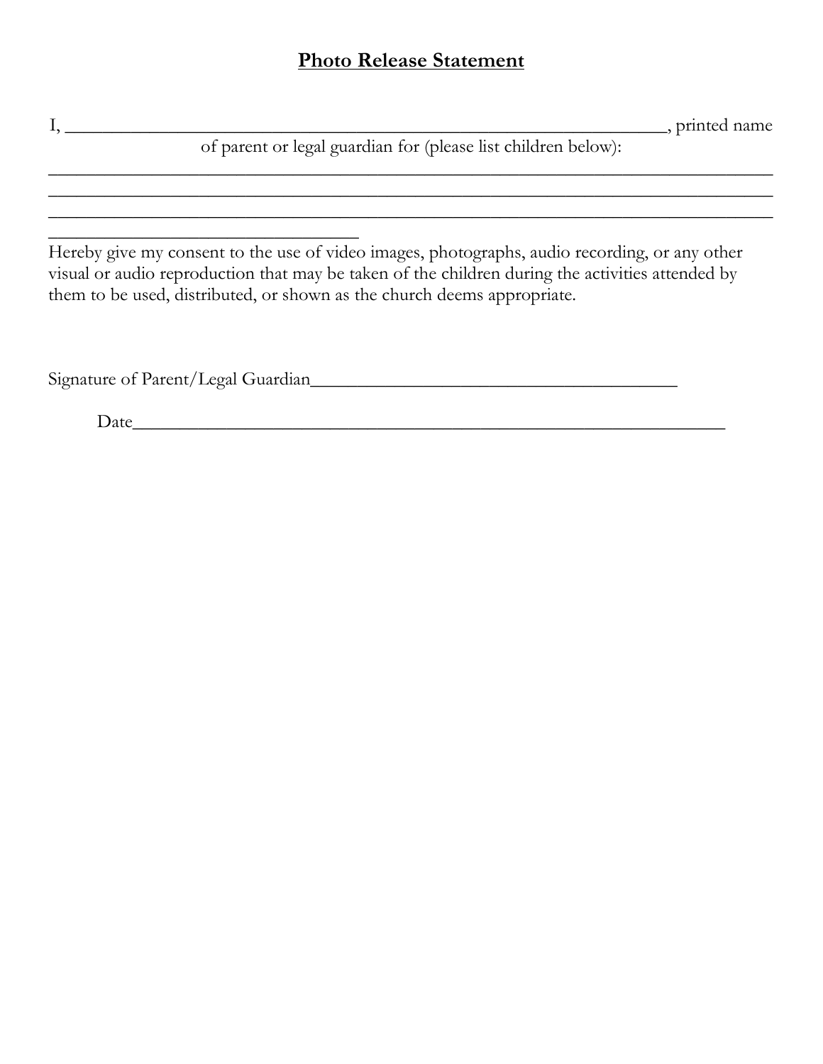**Photo Release Statement**

I, ______________________________________________________________, printed name of parent or legal guardian for (please list children below):

_____________________________________________________________________________

_____________________________________________________________________________

_____________________________________________________________________________

________________________________

Hereby give my consent to the use of video images, photographs, audio recording, or any other visual or audio reproduction that may be taken of the children during the activities attended by them to be used, distributed, or shown as the church deems appropriate.

Signature of Parent/Legal Guardian_____________________________________

Date_____________________________________________________________